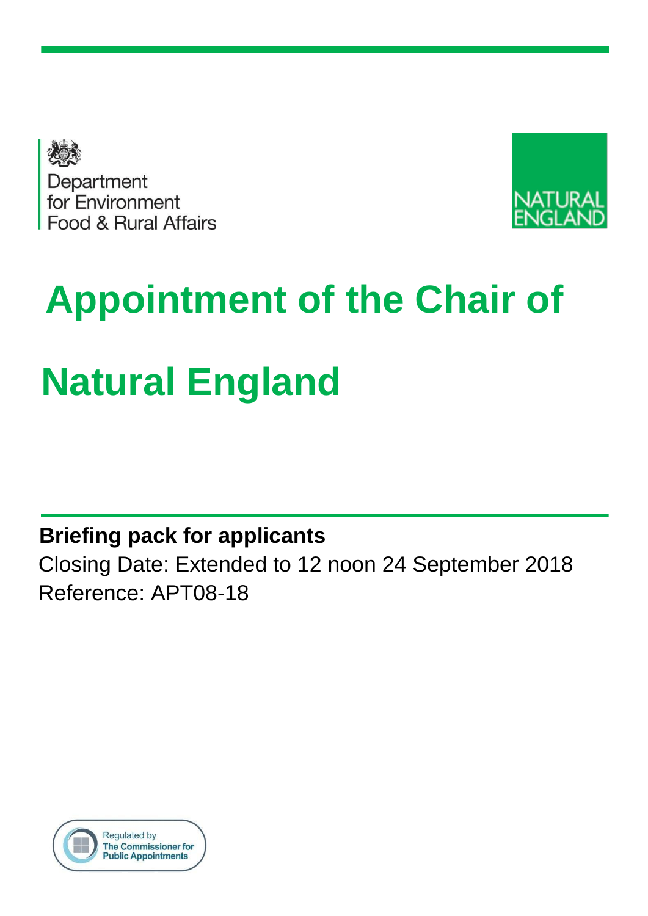Department for Environment Food & Rural Affairs

NATURAL ENGLAND

# Appointment of the Chair of Natural England

**Briefing pack for applicants**

Closing Date: Extended to 12 noon 24 September 2018

Reference: APT08-18

Regulated by The Commissioner for Public Appointments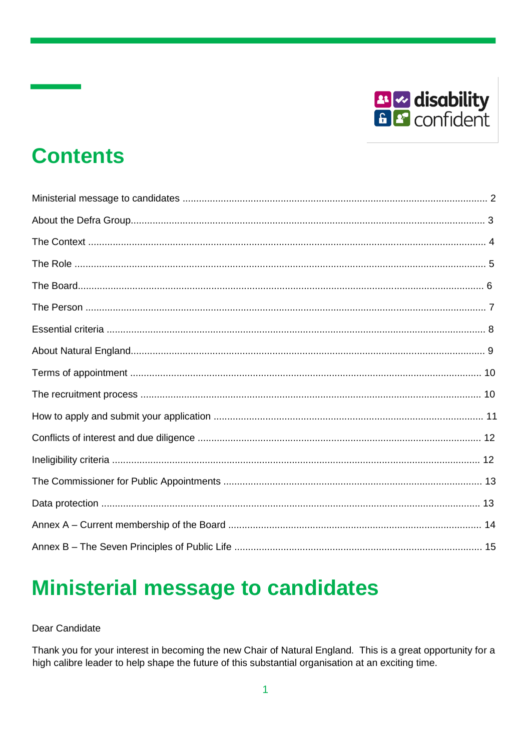# Contents

Ministerial message to candidates .......... 2

About the Defra Group.......... 3

The Context .......... 4

The Role .......... 5

The Board.......... 6

The Person .......... 7

Essential criteria .......... 8

About Natural England.......... 9

Terms of appointment .......... 10

The recruitment process .......... 10

How to apply and submit your application .......... 11

Conflicts of interest and due diligence .......... 12

Ineligibility criteria .......... 12

The Commissioner for Public Appointments .......... 13

Data protection .......... 13

Annex A – Current membership of the Board .......... 14

Annex B – The Seven Principles of Public Life .......... 15

# Ministerial message to candidates

Dear Candidate

Thank you for your interest in becoming the new Chair of Natural England. This is a great opportunity for a high calibre leader to help shape the future of this substantial organisation at an exciting time.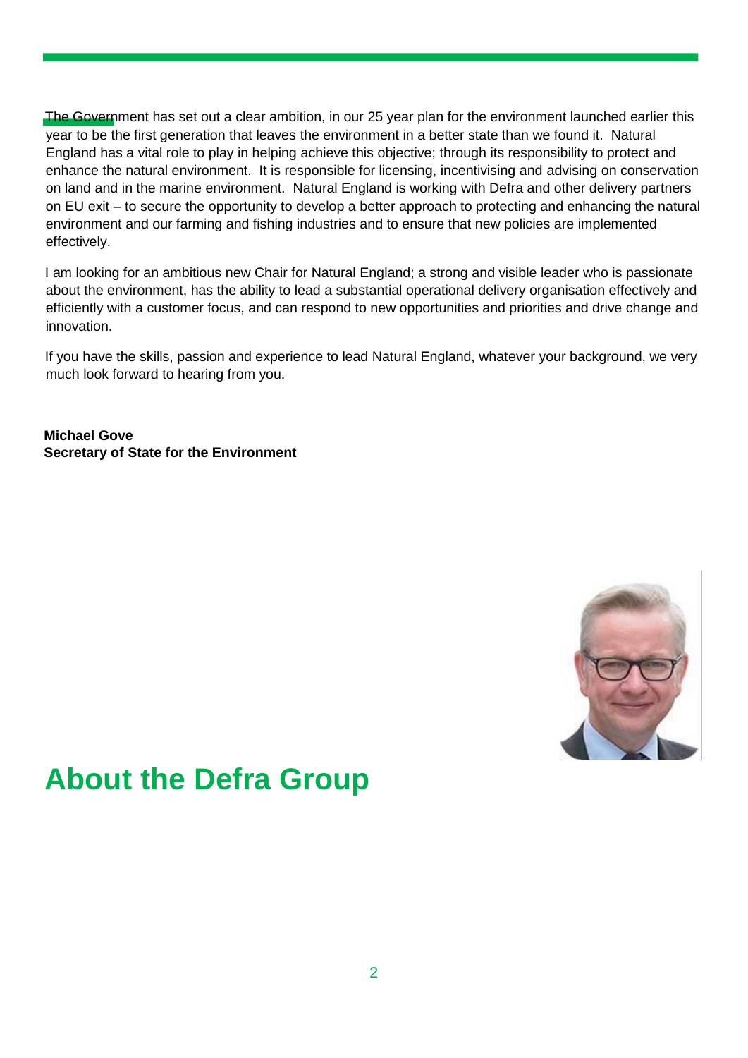The Government has set out a clear ambition, in our 25 year plan for the environment launched earlier this year to be the first generation that leaves the environment in a better state than we found it. Natural England has a vital role to play in helping achieve this objective; through its responsibility to protect and enhance the natural environment. It is responsible for licensing, incentivising and advising on conservation on land and in the marine environment. Natural England is working with Defra and other delivery partners on EU exit – to secure the opportunity to develop a better approach to protecting and enhancing the natural environment and our farming and fishing industries and to ensure that new policies are implemented effectively.

I am looking for an ambitious new Chair for Natural England; a strong and visible leader who is passionate about the environment, has the ability to lead a substantial operational delivery organisation effectively and efficiently with a customer focus, and can respond to new opportunities and priorities and drive change and innovation.

If you have the skills, passion and experience to lead Natural England, whatever your background, we very much look forward to hearing from you.

**Michael Gove**
**Secretary of State for the Environment**

# About the Defra Group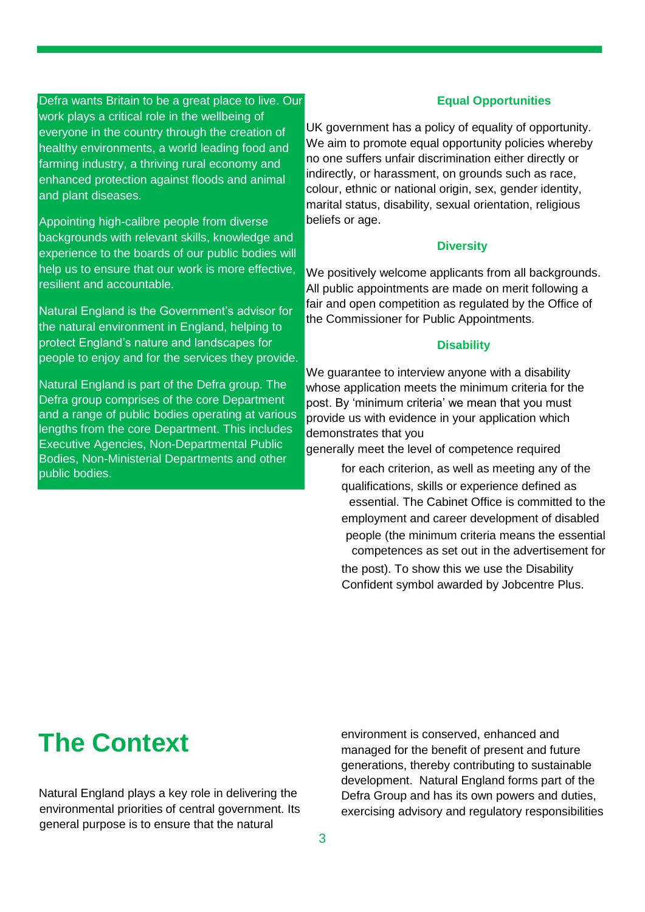Defra wants Britain to be a great place to live. Our work plays a critical role in the wellbeing of everyone in the country through the creation of healthy environments, a world leading food and farming industry, a thriving rural economy and enhanced protection against floods and animal and plant diseases.

Appointing high-calibre people from diverse backgrounds with relevant skills, knowledge and experience to the boards of our public bodies will help us to ensure that our work is more effective, resilient and accountable.

Natural England is the Government's advisor for the natural environment in England, helping to protect England's nature and landscapes for people to enjoy and for the services they provide.

Natural England is part of the Defra group. The Defra group comprises of the core Department and a range of public bodies operating at various lengths from the core Department. This includes Executive Agencies, Non-Departmental Public Bodies, Non-Ministerial Departments and other public bodies.

### Equal Opportunities

UK government has a policy of equality of opportunity. We aim to promote equal opportunity policies whereby no one suffers unfair discrimination either directly or indirectly, or harassment, on grounds such as race, colour, ethnic or national origin, sex, gender identity, marital status, disability, sexual orientation, religious beliefs or age.

### Diversity

We positively welcome applicants from all backgrounds. All public appointments are made on merit following a fair and open competition as regulated by the Office of the Commissioner for Public Appointments.

### Disability

We guarantee to interview anyone with a disability whose application meets the minimum criteria for the post. By 'minimum criteria' we mean that you must provide us with evidence in your application which demonstrates that you generally meet the level of competence required for each criterion, as well as meeting any of the qualifications, skills or experience defined as essential. The Cabinet Office is committed to the employment and career development of disabled people (the minimum criteria means the essential competences as set out in the advertisement for the post). To show this we use the Disability Confident symbol awarded by Jobcentre Plus.

# The Context

Natural England plays a key role in delivering the environmental priorities of central government. Its general purpose is to ensure that the natural environment is conserved, enhanced and managed for the benefit of present and future generations, thereby contributing to sustainable development. Natural England forms part of the Defra Group and has its own powers and duties, exercising advisory and regulatory responsibilities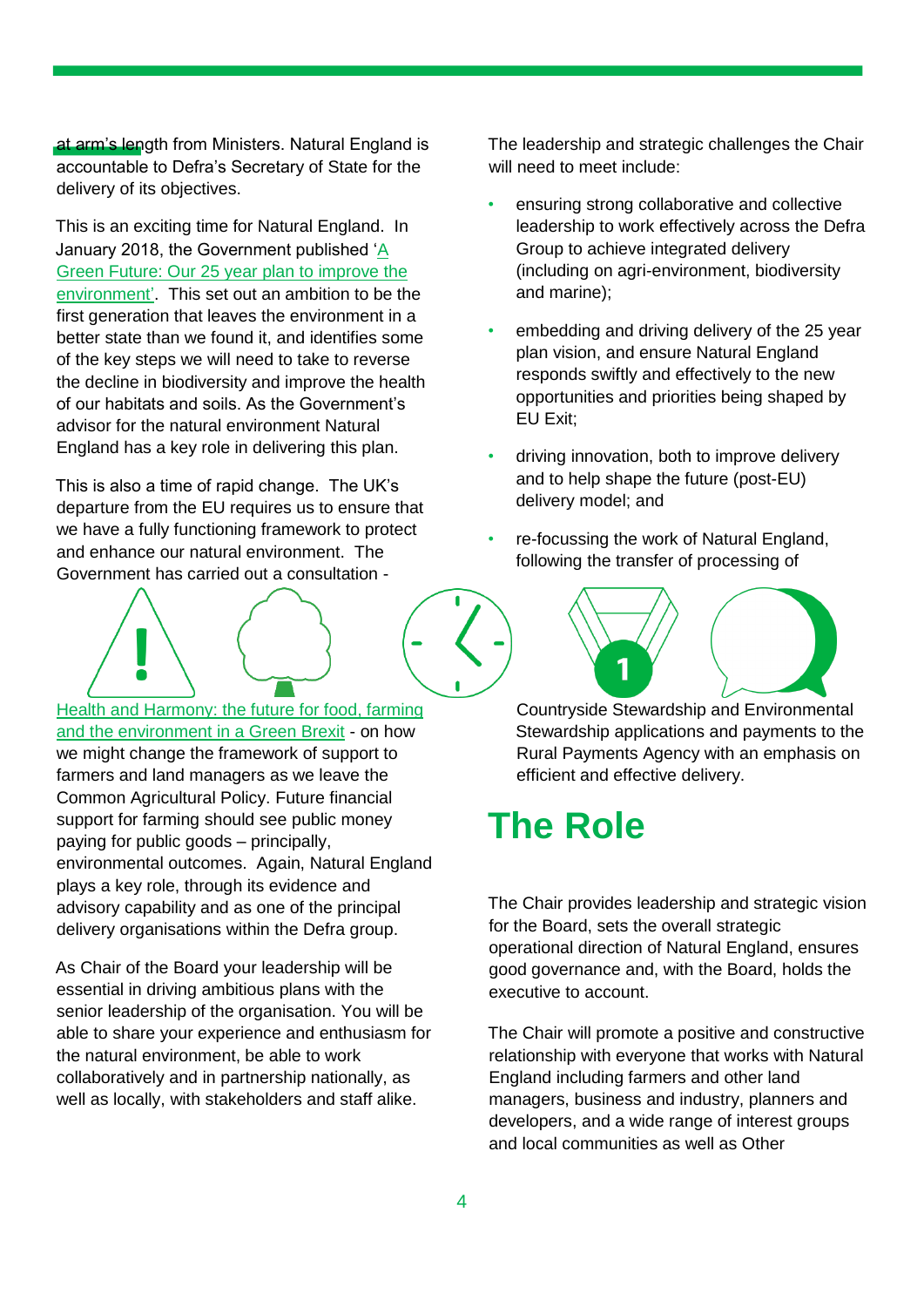at arm's length from Ministers. Natural England is accountable to Defra's Secretary of State for the delivery of its objectives.

This is an exciting time for Natural England. In January 2018, the Government published 'A Green Future: Our 25 year plan to improve the environment'. This set out an ambition to be the first generation that leaves the environment in a better state than we found it, and identifies some of the key steps we will need to take to reverse the decline in biodiversity and improve the health of our habitats and soils. As the Government's advisor for the natural environment Natural England has a key role in delivering this plan.

This is also a time of rapid change. The UK's departure from the EU requires us to ensure that we have a fully functioning framework to protect and enhance our natural environment. The Government has carried out a consultation - Health and Harmony: the future for food, farming and the environment in a Green Brexit - on how we might change the framework of support to farmers and land managers as we leave the Common Agricultural Policy. Future financial support for farming should see public money paying for public goods – principally, environmental outcomes. Again, Natural England plays a key role, through its evidence and advisory capability and as one of the principal delivery organisations within the Defra group.

As Chair of the Board your leadership will be essential in driving ambitious plans with the senior leadership of the organisation. You will be able to share your experience and enthusiasm for the natural environment, be able to work collaboratively and in partnership nationally, as well as locally, with stakeholders and staff alike.

The leadership and strategic challenges the Chair will need to meet include:

- ensuring strong collaborative and collective leadership to work effectively across the Defra Group to achieve integrated delivery (including on agri-environment, biodiversity and marine);
- embedding and driving delivery of the 25 year plan vision, and ensure Natural England responds swiftly and effectively to the new opportunities and priorities being shaped by EU Exit;
- driving innovation, both to improve delivery and to help shape the future (post-EU) delivery model; and
- re-focussing the work of Natural England, following the transfer of processing of Countryside Stewardship and Environmental Stewardship applications and payments to the Rural Payments Agency with an emphasis on efficient and effective delivery.

# The Role

The Chair provides leadership and strategic vision for the Board, sets the overall strategic operational direction of Natural England, ensures good governance and, with the Board, holds the executive to account.

The Chair will promote a positive and constructive relationship with everyone that works with Natural England including farmers and other land managers, business and industry, planners and developers, and a wide range of interest groups and local communities as well as Other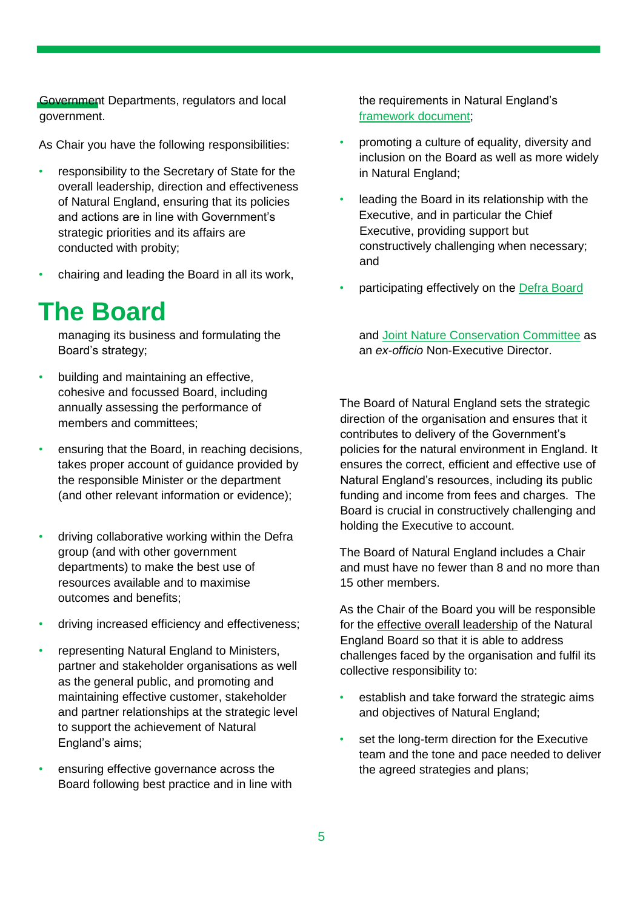Government Departments, regulators and local government.

As Chair you have the following responsibilities:

- responsibility to the Secretary of State for the overall leadership, direction and effectiveness of Natural England, ensuring that its policies and actions are in line with Government's strategic priorities and its affairs are conducted with probity;
- chairing and leading the Board in all its work, managing its business and formulating the Board's strategy;
- building and maintaining an effective, cohesive and focussed Board, including annually assessing the performance of members and committees;
- ensuring that the Board, in reaching decisions, takes proper account of guidance provided by the responsible Minister or the department (and other relevant information or evidence);
- driving collaborative working within the Defra group (and with other government departments) to make the best use of resources available and to maximise outcomes and benefits;
- driving increased efficiency and effectiveness;
- representing Natural England to Ministers, partner and stakeholder organisations as well as the general public, and promoting and maintaining effective customer, stakeholder and partner relationships at the strategic level to support the achievement of Natural England's aims;
- ensuring effective governance across the Board following best practice and in line with the requirements in Natural England's framework document;
- promoting a culture of equality, diversity and inclusion on the Board as well as more widely in Natural England;
- leading the Board in its relationship with the Executive, and in particular the Chief Executive, providing support but constructively challenging when necessary; and
- participating effectively on the Defra Board and Joint Nature Conservation Committee as an *ex-officio* Non-Executive Director.

# The Board

The Board of Natural England sets the strategic direction of the organisation and ensures that it contributes to delivery of the Government's policies for the natural environment in England. It ensures the correct, efficient and effective use of Natural England's resources, including its public funding and income from fees and charges. The Board is crucial in constructively challenging and holding the Executive to account.

The Board of Natural England includes a Chair and must have no fewer than 8 and no more than 15 other members.

As the Chair of the Board you will be responsible for the effective overall leadership of the Natural England Board so that it is able to address challenges faced by the organisation and fulfil its collective responsibility to:

- establish and take forward the strategic aims and objectives of Natural England;
- set the long-term direction for the Executive team and the tone and pace needed to deliver the agreed strategies and plans;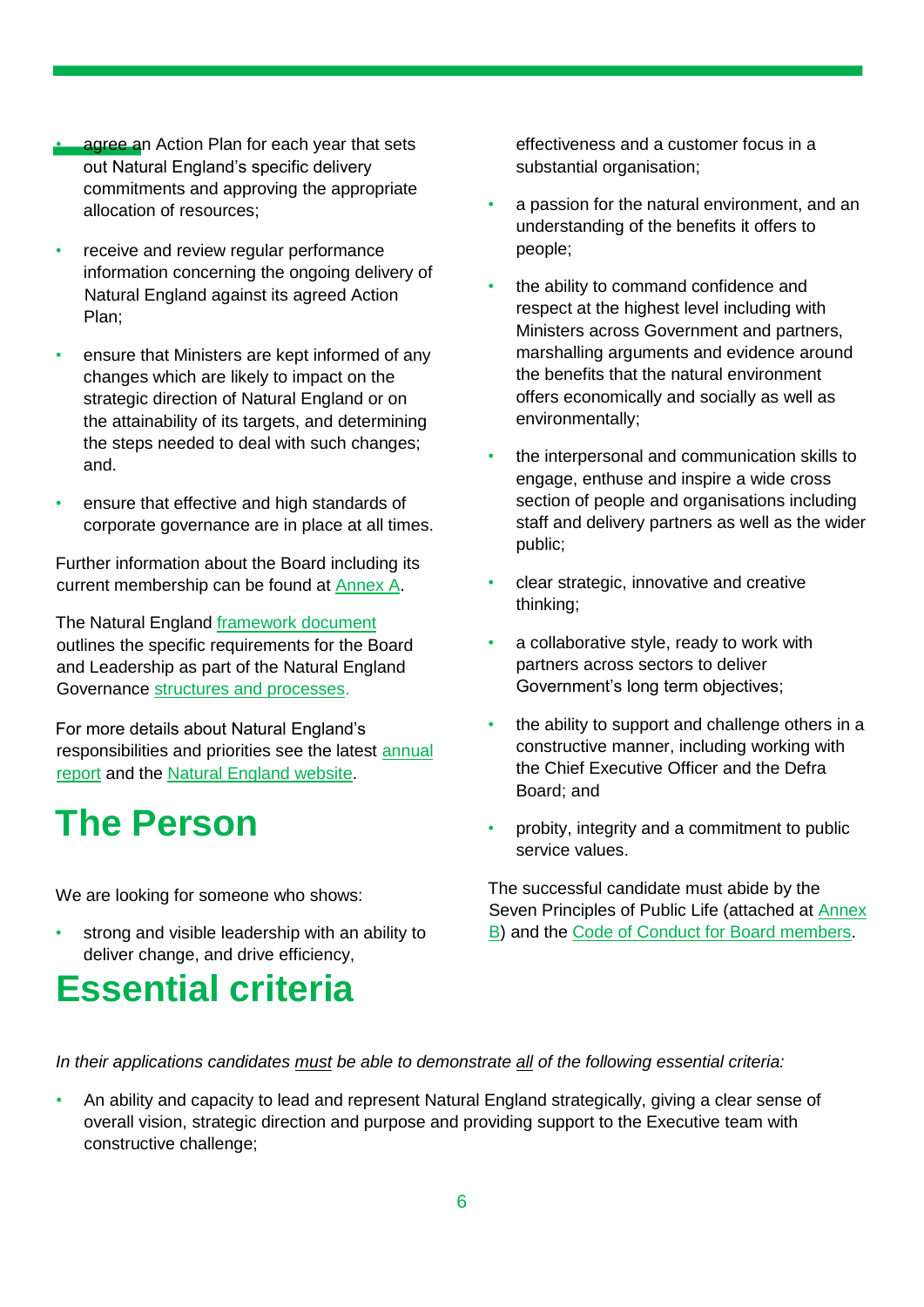- agree an Action Plan for each year that sets out Natural England's specific delivery commitments and approving the appropriate allocation of resources;
- receive and review regular performance information concerning the ongoing delivery of Natural England against its agreed Action Plan;
- ensure that Ministers are kept informed of any changes which are likely to impact on the strategic direction of Natural England or on the attainability of its targets, and determining the steps needed to deal with such changes; and.
- ensure that effective and high standards of corporate governance are in place at all times.

Further information about the Board including its current membership can be found at Annex A.

The Natural England framework document outlines the specific requirements for the Board and Leadership as part of the Natural England Governance structures and processes.

For more details about Natural England's responsibilities and priorities see the latest annual report and the Natural England website.

# The Person

We are looking for someone who shows:

- strong and visible leadership with an ability to deliver change, and drive efficiency, effectiveness and a customer focus in a substantial organisation;
- a passion for the natural environment, and an understanding of the benefits it offers to people;
- the ability to command confidence and respect at the highest level including with Ministers across Government and partners, marshalling arguments and evidence around the benefits that the natural environment offers economically and socially as well as environmentally;
- the interpersonal and communication skills to engage, enthuse and inspire a wide cross section of people and organisations including staff and delivery partners as well as the wider public;
- clear strategic, innovative and creative thinking;
- a collaborative style, ready to work with partners across sectors to deliver Government's long term objectives;
- the ability to support and challenge others in a constructive manner, including working with the Chief Executive Officer and the Defra Board; and
- probity, integrity and a commitment to public service values.

The successful candidate must abide by the Seven Principles of Public Life (attached at Annex B) and the Code of Conduct for Board members.

# Essential criteria

*In their applications candidates must be able to demonstrate all of the following essential criteria:*

- An ability and capacity to lead and represent Natural England strategically, giving a clear sense of overall vision, strategic direction and purpose and providing support to the Executive team with constructive challenge;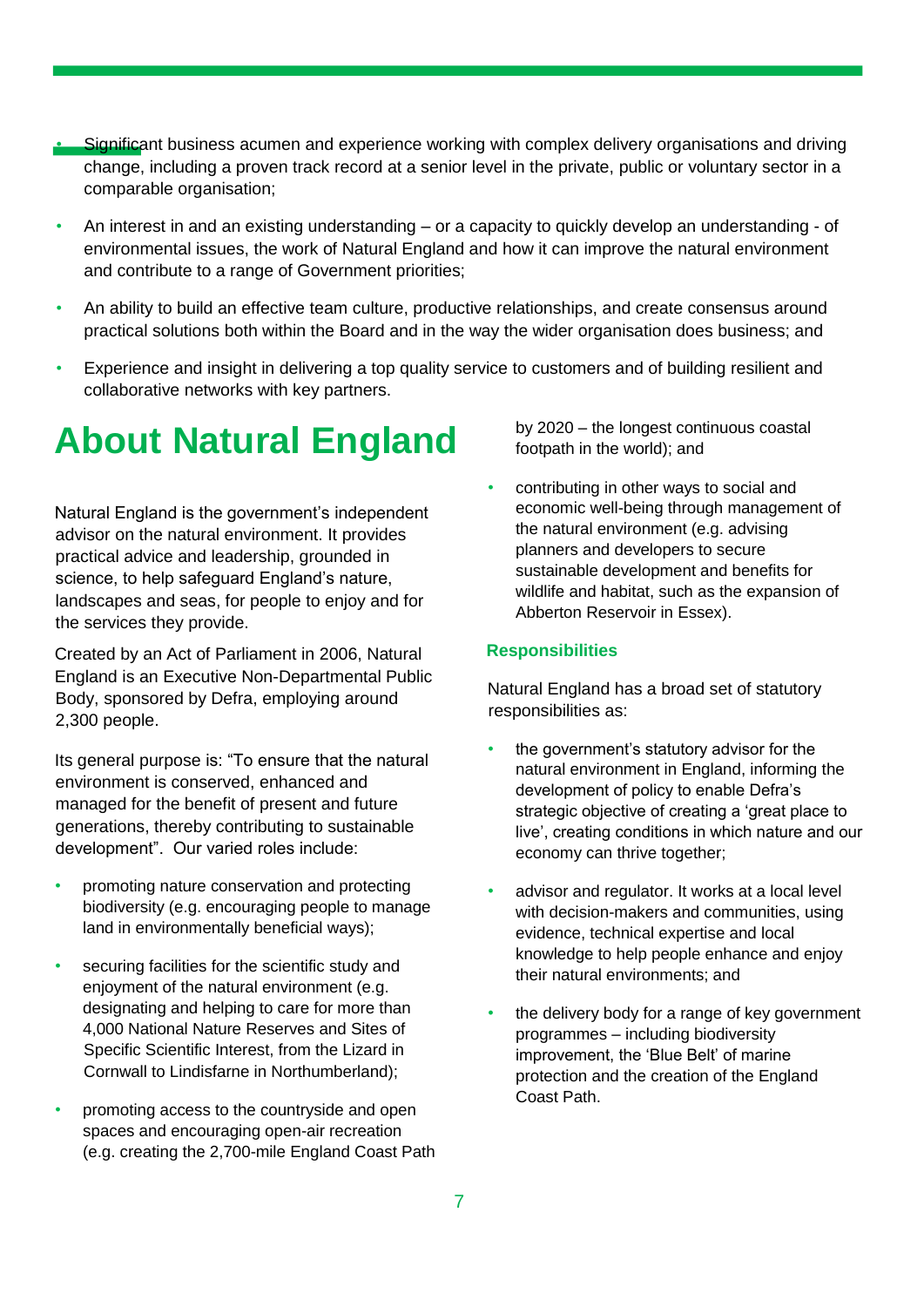- Significant business acumen and experience working with complex delivery organisations and driving change, including a proven track record at a senior level in the private, public or voluntary sector in a comparable organisation;
- An interest in and an existing understanding – or a capacity to quickly develop an understanding - of environmental issues, the work of Natural England and how it can improve the natural environment and contribute to a range of Government priorities;
- An ability to build an effective team culture, productive relationships, and create consensus around practical solutions both within the Board and in the way the wider organisation does business; and
- Experience and insight in delivering a top quality service to customers and of building resilient and collaborative networks with key partners.

# About Natural England

Natural England is the government's independent advisor on the natural environment. It provides practical advice and leadership, grounded in science, to help safeguard England's nature, landscapes and seas, for people to enjoy and for the services they provide.

Created by an Act of Parliament in 2006, Natural England is an Executive Non-Departmental Public Body, sponsored by Defra, employing around 2,300 people.

Its general purpose is: "To ensure that the natural environment is conserved, enhanced and managed for the benefit of present and future generations, thereby contributing to sustainable development". Our varied roles include:

- promoting nature conservation and protecting biodiversity (e.g. encouraging people to manage land in environmentally beneficial ways);
- securing facilities for the scientific study and enjoyment of the natural environment (e.g. designating and helping to care for more than 4,000 National Nature Reserves and Sites of Specific Scientific Interest, from the Lizard in Cornwall to Lindisfarne in Northumberland);
- promoting access to the countryside and open spaces and encouraging open-air recreation (e.g. creating the 2,700-mile England Coast Path by 2020 – the longest continuous coastal footpath in the world); and
- contributing in other ways to social and economic well-being through management of the natural environment (e.g. advising planners and developers to secure sustainable development and benefits for wildlife and habitat, such as the expansion of Abberton Reservoir in Essex).

### Responsibilities

Natural England has a broad set of statutory responsibilities as:

- the government's statutory advisor for the natural environment in England, informing the development of policy to enable Defra's strategic objective of creating a 'great place to live', creating conditions in which nature and our economy can thrive together;
- advisor and regulator. It works at a local level with decision-makers and communities, using evidence, technical expertise and local knowledge to help people enhance and enjoy their natural environments; and
- the delivery body for a range of key government programmes – including biodiversity improvement, the 'Blue Belt' of marine protection and the creation of the England Coast Path.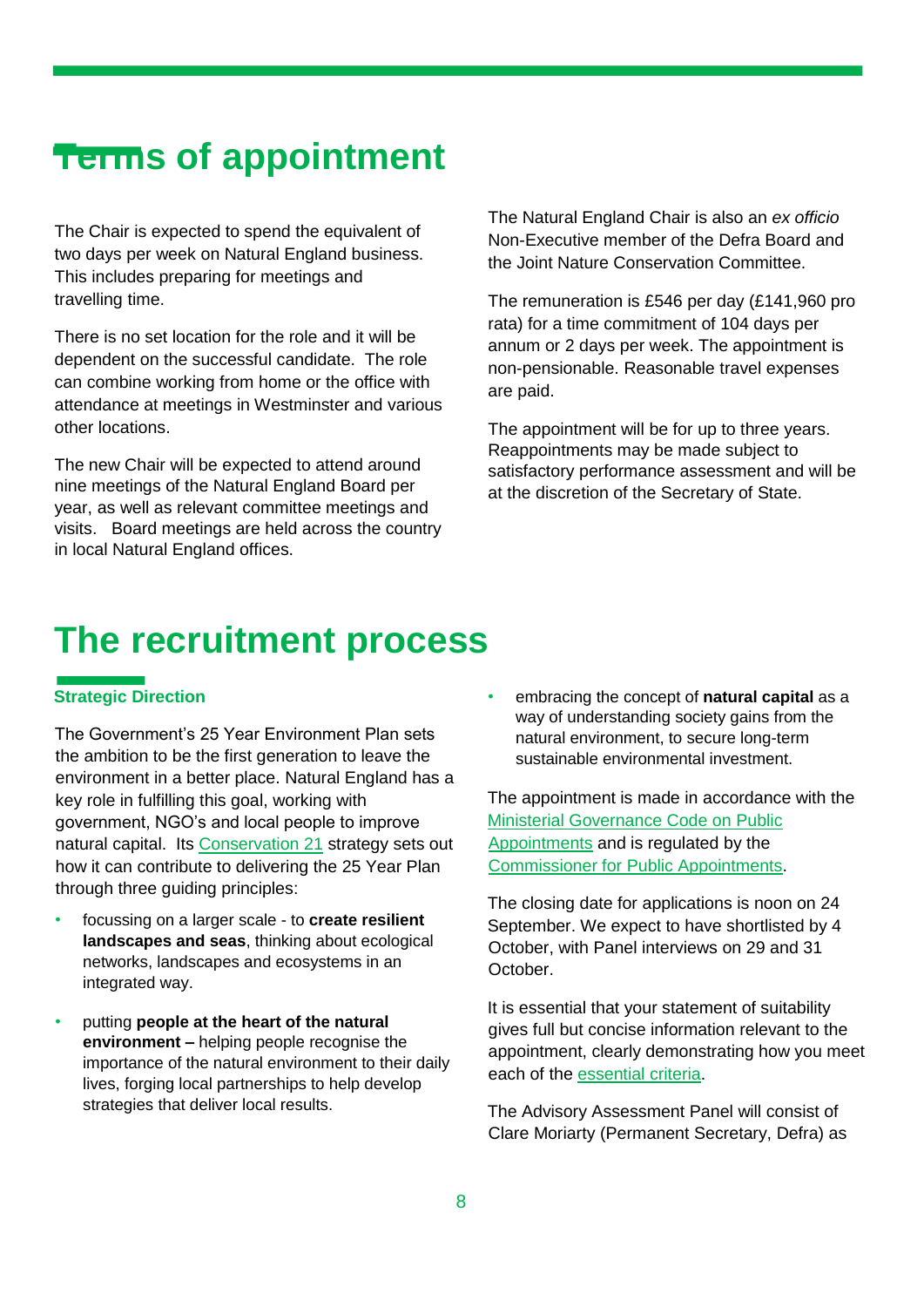# Terms of appointment

The Chair is expected to spend the equivalent of two days per week on Natural England business. This includes preparing for meetings and travelling time.

There is no set location for the role and it will be dependent on the successful candidate. The role can combine working from home or the office with attendance at meetings in Westminster and various other locations.

The new Chair will be expected to attend around nine meetings of the Natural England Board per year, as well as relevant committee meetings and visits. Board meetings are held across the country in local Natural England offices.

The Natural England Chair is also an *ex officio* Non-Executive member of the Defra Board and the Joint Nature Conservation Committee.

The remuneration is £546 per day (£141,960 pro rata) for a time commitment of 104 days per annum or 2 days per week. The appointment is non-pensionable. Reasonable travel expenses are paid.

The appointment will be for up to three years. Reappointments may be made subject to satisfactory performance assessment and will be at the discretion of the Secretary of State.

# The recruitment process

### Strategic Direction

The Government's 25 Year Environment Plan sets the ambition to be the first generation to leave the environment in a better place. Natural England has a key role in fulfilling this goal, working with government, NGO's and local people to improve natural capital. Its Conservation 21 strategy sets out how it can contribute to delivering the 25 Year Plan through three guiding principles:

- focussing on a larger scale - to **create resilient landscapes and seas**, thinking about ecological networks, landscapes and ecosystems in an integrated way.
- putting **people at the heart of the natural environment –** helping people recognise the importance of the natural environment to their daily lives, forging local partnerships to help develop strategies that deliver local results.
- embracing the concept of **natural capital** as a way of understanding society gains from the natural environment, to secure long-term sustainable environmental investment.

The appointment is made in accordance with the Ministerial Governance Code on Public Appointments and is regulated by the Commissioner for Public Appointments.

The closing date for applications is noon on 24 September. We expect to have shortlisted by 4 October, with Panel interviews on 29 and 31 October.

It is essential that your statement of suitability gives full but concise information relevant to the appointment, clearly demonstrating how you meet each of the essential criteria.

The Advisory Assessment Panel will consist of Clare Moriarty (Permanent Secretary, Defra) as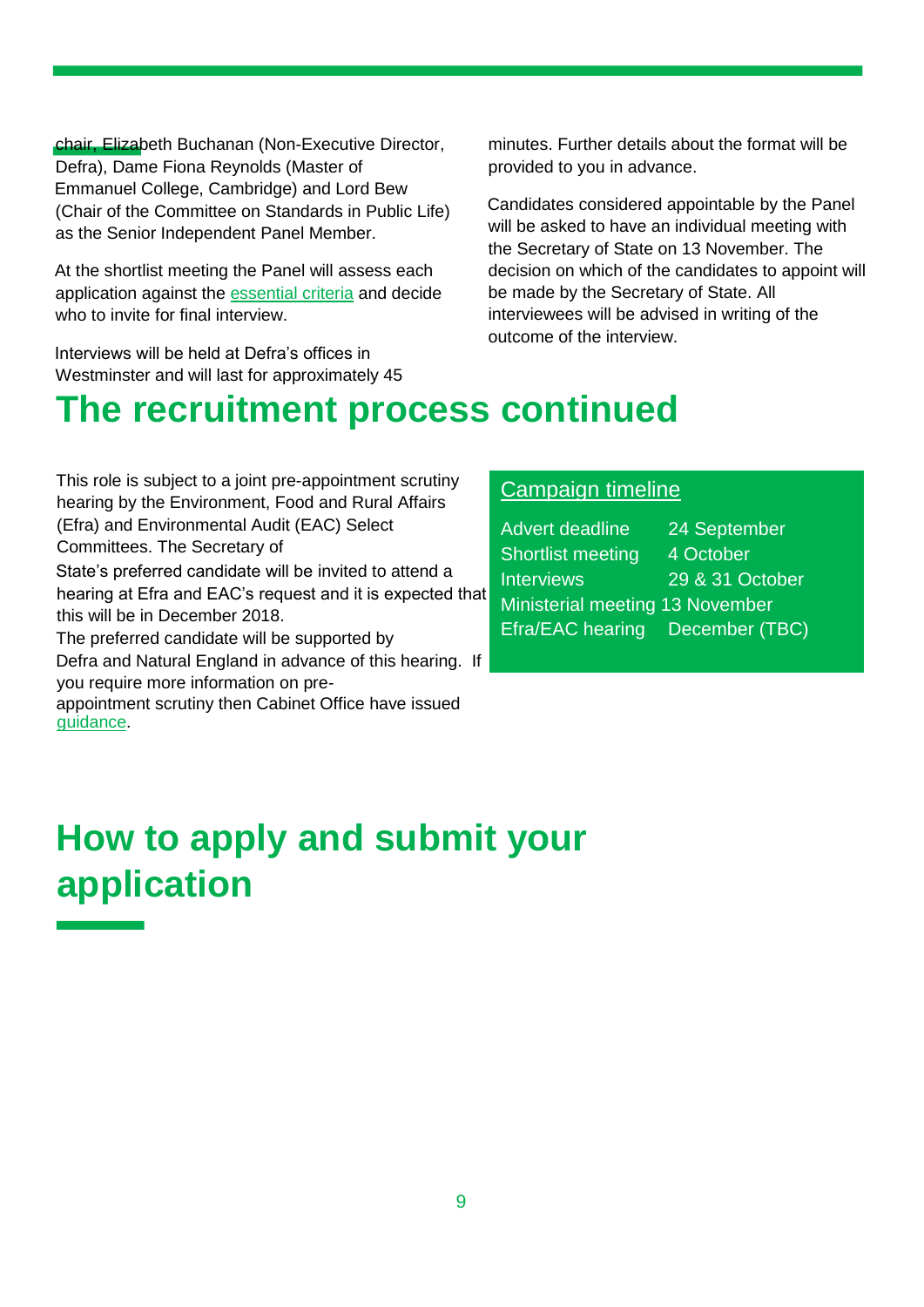chair, Elizabeth Buchanan (Non-Executive Director, Defra), Dame Fiona Reynolds (Master of Emmanuel College, Cambridge) and Lord Bew (Chair of the Committee on Standards in Public Life) as the Senior Independent Panel Member.

At the shortlist meeting the Panel will assess each application against the essential criteria and decide who to invite for final interview.

Interviews will be held at Defra's offices in Westminster and will last for approximately 45 minutes. Further details about the format will be provided to you in advance.

Candidates considered appointable by the Panel will be asked to have an individual meeting with the Secretary of State on 13 November. The decision on which of the candidates to appoint will be made by the Secretary of State. All interviewees will be advised in writing of the outcome of the interview.

# The recruitment process continued

This role is subject to a joint pre-appointment scrutiny hearing by the Environment, Food and Rural Affairs (Efra) and Environmental Audit (EAC) Select Committees. The Secretary of State's preferred candidate will be invited to attend a hearing at Efra and EAC's request and it is expected that this will be in December 2018.

The preferred candidate will be supported by Defra and Natural England in advance of this hearing. If you require more information on pre-appointment scrutiny then Cabinet Office have issued guidance.

## Campaign timeline

| | |
|---|---|
| Advert deadline | 24 September |
| Shortlist meeting | 4 October |
| Interviews | 29 & 31 October |
| Ministerial meeting | 13 November |
| Efra/EAC hearing | December (TBC) |

# How to apply and submit your application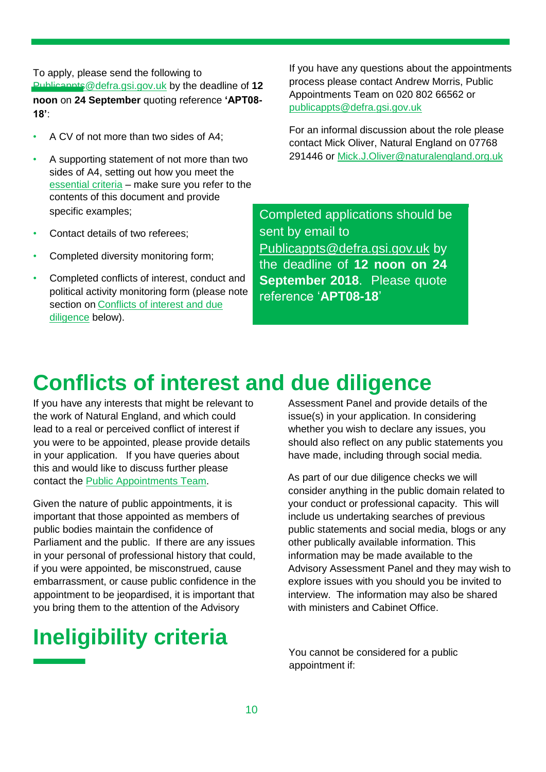To apply, please send the following to Publicappts@defra.gsi.gov.uk by the deadline of **12 noon** on **24 September** quoting reference **'APT08-18'**:

- A CV of not more than two sides of A4;
- A supporting statement of not more than two sides of A4, setting out how you meet the essential criteria – make sure you refer to the contents of this document and provide specific examples;
- Contact details of two referees;
- Completed diversity monitoring form;
- Completed conflicts of interest, conduct and political activity monitoring form (please note section on Conflicts of interest and due diligence below).

If you have any questions about the appointments process please contact Andrew Morris, Public Appointments Team on 020 802 66562 or publicappts@defra.gsi.gov.uk

For an informal discussion about the role please contact Mick Oliver, Natural England on 07768 291446 or Mick.J.Oliver@naturalengland.org.uk

Completed applications should be sent by email to Publicappts@defra.gsi.gov.uk by the deadline of **12 noon on 24 September 2018**. Please quote reference '**APT08-18**'

# Conflicts of interest and due diligence

If you have any interests that might be relevant to the work of Natural England, and which could lead to a real or perceived conflict of interest if you were to be appointed, please provide details in your application. If you have queries about this and would like to discuss further please contact the Public Appointments Team.

Given the nature of public appointments, it is important that those appointed as members of public bodies maintain the confidence of Parliament and the public. If there are any issues in your personal of professional history that could, if you were appointed, be misconstrued, cause embarrassment, or cause public confidence in the appointment to be jeopardised, it is important that you bring them to the attention of the Advisory Assessment Panel and provide details of the issue(s) in your application. In considering whether you wish to declare any issues, you should also reflect on any public statements you have made, including through social media.

As part of our due diligence checks we will consider anything in the public domain related to your conduct or professional capacity. This will include us undertaking searches of previous public statements and social media, blogs or any other publically available information. This information may be made available to the Advisory Assessment Panel and they may wish to explore issues with you should you be invited to interview. The information may also be shared with ministers and Cabinet Office.

# Ineligibility criteria

You cannot be considered for a public appointment if: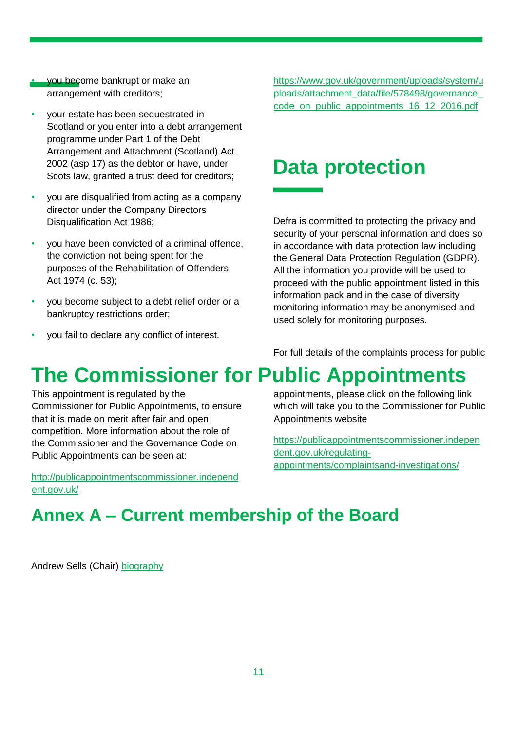- you become bankrupt or make an arrangement with creditors;
- your estate has been sequestrated in Scotland or you enter into a debt arrangement programme under Part 1 of the Debt Arrangement and Attachment (Scotland) Act 2002 (asp 17) as the debtor or have, under Scots law, granted a trust deed for creditors;
- you are disqualified from acting as a company director under the Company Directors Disqualification Act 1986;
- you have been convicted of a criminal offence, the conviction not being spent for the purposes of the Rehabilitation of Offenders Act 1974 (c. 53);
- you become subject to a debt relief order or a bankruptcy restrictions order;
- you fail to declare any conflict of interest.

# The Commissioner for Public Appointments

This appointment is regulated by the Commissioner for Public Appointments, to ensure that it is made on merit after fair and open competition. More information about the role of the Commissioner and the Governance Code on Public Appointments can be seen at:

http://publicappointmentscommissioner.independent.gov.uk/

https://www.gov.uk/government/uploads/system/uploads/attachment_data/file/578498/governance_code_on_public_appointments_16_12_2016.pdf

# Data protection

Defra is committed to protecting the privacy and security of your personal information and does so in accordance with data protection law including the General Data Protection Regulation (GDPR). All the information you provide will be used to proceed with the public appointment listed in this information pack and in the case of diversity monitoring information may be anonymised and used solely for monitoring purposes.

For full details of the complaints process for public appointments, please click on the following link which will take you to the Commissioner for Public Appointments website

https://publicappointmentscommissioner.independent.gov.uk/regulating-appointments/complaintsand-investigations/

# Annex A – Current membership of the Board

Andrew Sells (Chair) biography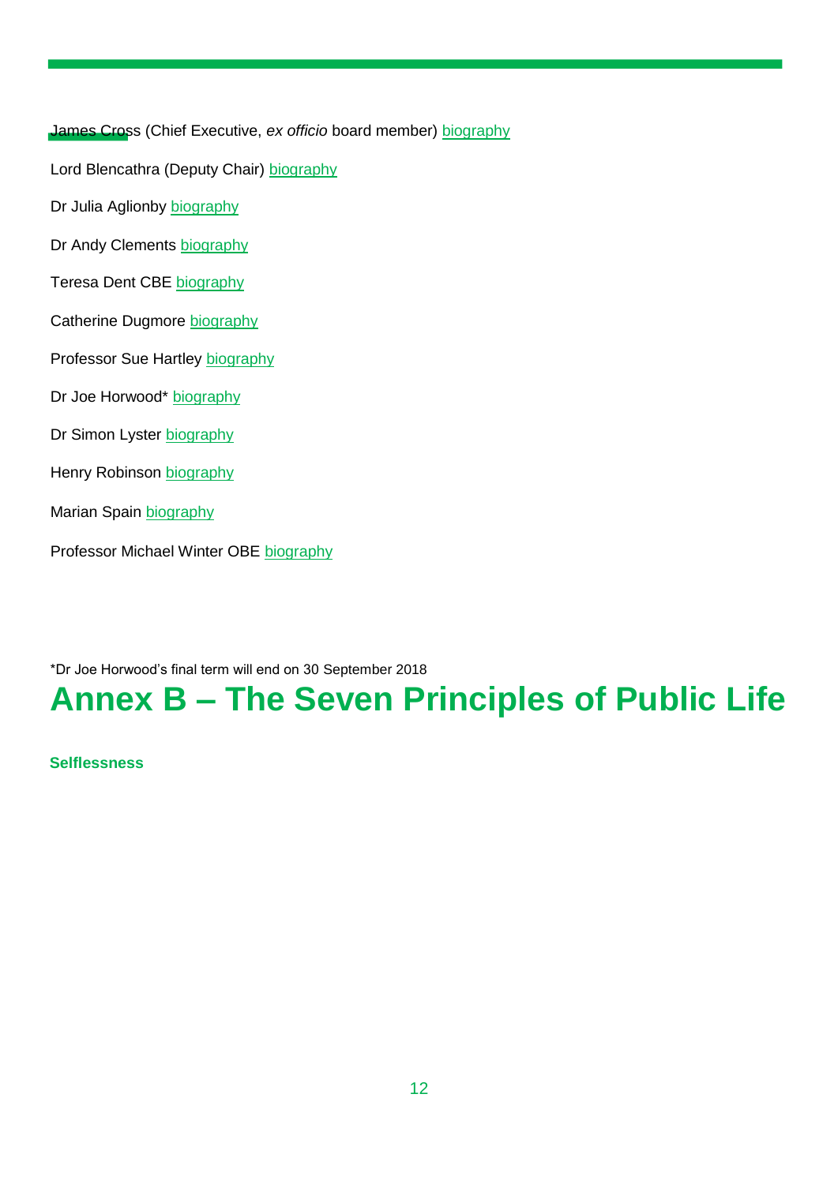James Cross (Chief Executive, *ex officio* board member) biography

Lord Blencathra (Deputy Chair) biography

Dr Julia Aglionby biography

Dr Andy Clements biography

Teresa Dent CBE biography

Catherine Dugmore biography

Professor Sue Hartley biography

Dr Joe Horwood* biography

Dr Simon Lyster biography

Henry Robinson biography

Marian Spain biography

Professor Michael Winter OBE biography

*Dr Joe Horwood's final term will end on 30 September 2018

# Annex B – The Seven Principles of Public Life

**Selflessness**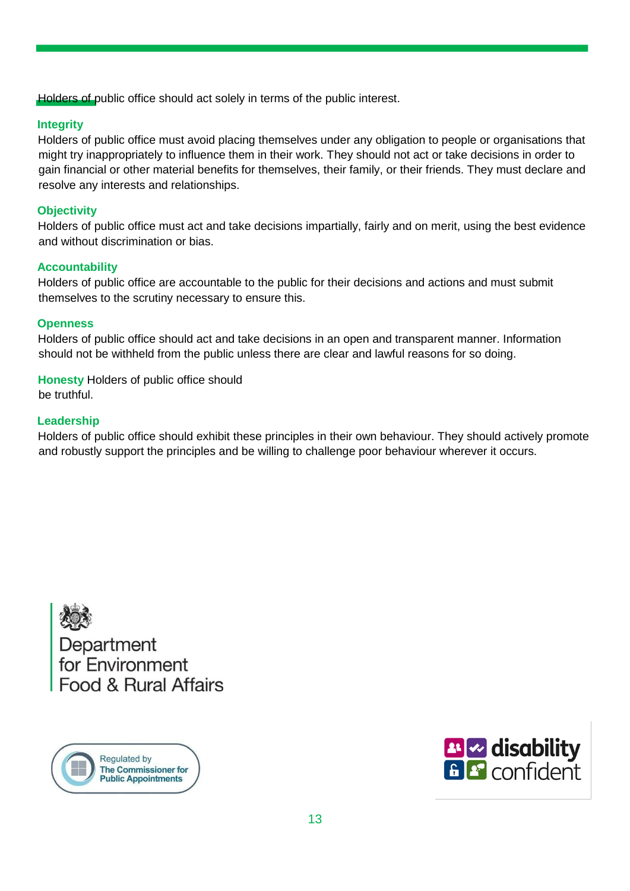Holders of public office should act solely in terms of the public interest.

**Integrity**
Holders of public office must avoid placing themselves under any obligation to people or organisations that might try inappropriately to influence them in their work. They should not act or take decisions in order to gain financial or other material benefits for themselves, their family, or their friends. They must declare and resolve any interests and relationships.

**Objectivity**
Holders of public office must act and take decisions impartially, fairly and on merit, using the best evidence and without discrimination or bias.

**Accountability**
Holders of public office are accountable to the public for their decisions and actions and must submit themselves to the scrutiny necessary to ensure this.

**Openness**
Holders of public office should act and take decisions in an open and transparent manner. Information should not be withheld from the public unless there are clear and lawful reasons for so doing.

**Honesty** Holders of public office should be truthful.

**Leadership**
Holders of public office should exhibit these principles in their own behaviour. They should actively promote and robustly support the principles and be willing to challenge poor behaviour wherever it occurs.

Department for Environment Food & Rural Affairs

Regulated by The Commissioner for Public Appointments

disability confident